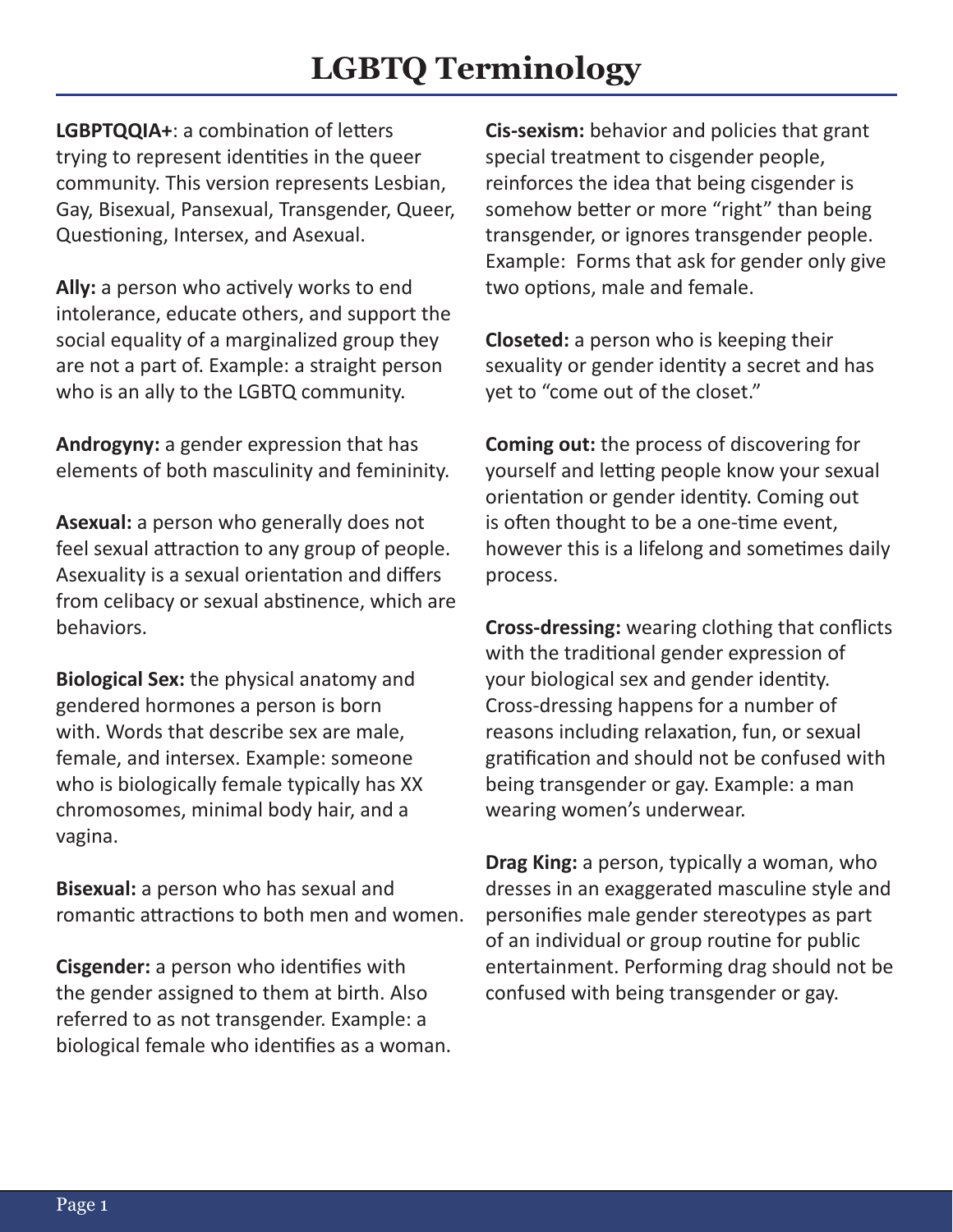# LGBTQ Terminology

**LGBPTQQIA+**: a combination of letters trying to represent identities in the queer community. This version represents Lesbian, Gay, Bisexual, Pansexual, Transgender, Queer, Questioning, Intersex, and Asexual.

**Ally:** a person who actively works to end intolerance, educate others, and support the social equality of a marginalized group they are not a part of. Example: a straight person who is an ally to the LGBTQ community.

**Androgyny:** a gender expression that has elements of both masculinity and femininity.

**Asexual:** a person who generally does not feel sexual attraction to any group of people. Asexuality is a sexual orientation and differs from celibacy or sexual abstinence, which are behaviors.

**Biological Sex:** the physical anatomy and gendered hormones a person is born with. Words that describe sex are male, female, and intersex. Example: someone who is biologically female typically has XX chromosomes, minimal body hair, and a vagina.

**Bisexual:** a person who has sexual and romantic attractions to both men and women.

**Cisgender:** a person who identifies with the gender assigned to them at birth. Also referred to as not transgender. Example: a biological female who identifies as a woman.

**Cis-sexism:** behavior and policies that grant special treatment to cisgender people, reinforces the idea that being cisgender is somehow better or more "right" than being transgender, or ignores transgender people. Example: Forms that ask for gender only give two options, male and female.

**Closeted:** a person who is keeping their sexuality or gender identity a secret and has yet to "come out of the closet."

**Coming out:** the process of discovering for yourself and letting people know your sexual orientation or gender identity. Coming out is often thought to be a one-time event, however this is a lifelong and sometimes daily process.

**Cross-dressing:** wearing clothing that conflicts with the traditional gender expression of your biological sex and gender identity. Cross-dressing happens for a number of reasons including relaxation, fun, or sexual gratification and should not be confused with being transgender or gay. Example: a man wearing women's underwear.

**Drag King:** a person, typically a woman, who dresses in an exaggerated masculine style and personifies male gender stereotypes as part of an individual or group routine for public entertainment. Performing drag should not be confused with being transgender or gay.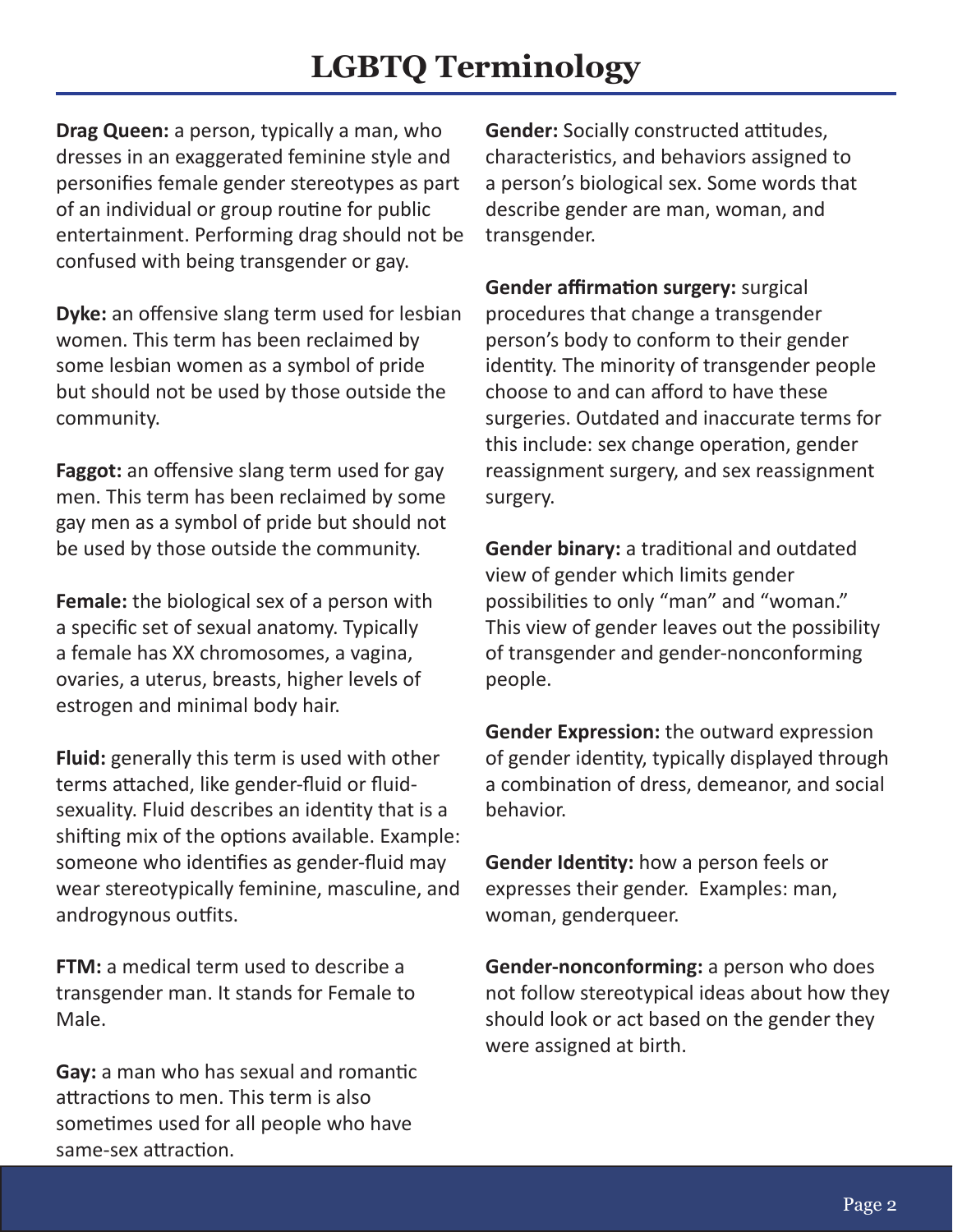# LGBTQ Terminology

**Drag Queen:** a person, typically a man, who dresses in an exaggerated feminine style and personifies female gender stereotypes as part of an individual or group routine for public entertainment. Performing drag should not be confused with being transgender or gay.

**Dyke:** an offensive slang term used for lesbian women. This term has been reclaimed by some lesbian women as a symbol of pride but should not be used by those outside the community.

**Faggot:** an offensive slang term used for gay men. This term has been reclaimed by some gay men as a symbol of pride but should not be used by those outside the community.

**Female:** the biological sex of a person with a specific set of sexual anatomy. Typically a female has XX chromosomes, a vagina, ovaries, a uterus, breasts, higher levels of estrogen and minimal body hair.

**Fluid:** generally this term is used with other terms attached, like gender-fluid or fluid-sexuality. Fluid describes an identity that is a shifting mix of the options available. Example: someone who identifies as gender-fluid may wear stereotypically feminine, masculine, and androgynous outfits.

**FTM:** a medical term used to describe a transgender man. It stands for Female to Male.

**Gay:** a man who has sexual and romantic attractions to men. This term is also sometimes used for all people who have same-sex attraction.

**Gender:** Socially constructed attitudes, characteristics, and behaviors assigned to a person's biological sex. Some words that describe gender are man, woman, and transgender.

**Gender affirmation surgery:** surgical procedures that change a transgender person's body to conform to their gender identity. The minority of transgender people choose to and can afford to have these surgeries. Outdated and inaccurate terms for this include: sex change operation, gender reassignment surgery, and sex reassignment surgery.

**Gender binary:** a traditional and outdated view of gender which limits gender possibilities to only "man" and "woman." This view of gender leaves out the possibility of transgender and gender-nonconforming people.

**Gender Expression:** the outward expression of gender identity, typically displayed through a combination of dress, demeanor, and social behavior.

**Gender Identity:** how a person feels or expresses their gender. Examples: man, woman, genderqueer.

**Gender-nonconforming:** a person who does not follow stereotypical ideas about how they should look or act based on the gender they were assigned at birth.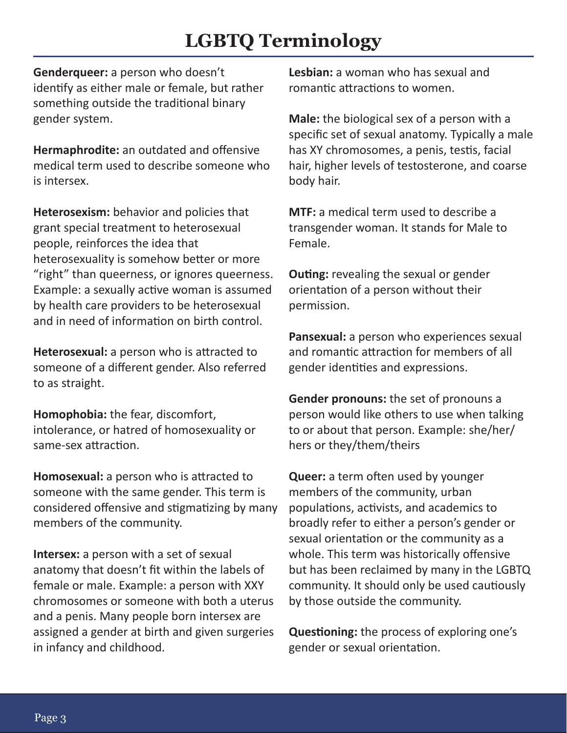# LGBTQ Terminology

**Genderqueer:** a person who doesn't identify as either male or female, but rather something outside the traditional binary gender system.

**Hermaphrodite:** an outdated and offensive medical term used to describe someone who is intersex.

**Heterosexism:** behavior and policies that grant special treatment to heterosexual people, reinforces the idea that heterosexuality is somehow better or more "right" than queerness, or ignores queerness. Example: a sexually active woman is assumed by health care providers to be heterosexual and in need of information on birth control.

**Heterosexual:** a person who is attracted to someone of a different gender. Also referred to as straight.

**Homophobia:** the fear, discomfort, intolerance, or hatred of homosexuality or same-sex attraction.

**Homosexual:** a person who is attracted to someone with the same gender. This term is considered offensive and stigmatizing by many members of the community.

**Intersex:** a person with a set of sexual anatomy that doesn't fit within the labels of female or male. Example: a person with XXY chromosomes or someone with both a uterus and a penis. Many people born intersex are assigned a gender at birth and given surgeries in infancy and childhood.

**Lesbian:** a woman who has sexual and romantic attractions to women.

**Male:** the biological sex of a person with a specific set of sexual anatomy. Typically a male has XY chromosomes, a penis, testis, facial hair, higher levels of testosterone, and coarse body hair.

**MTF:** a medical term used to describe a transgender woman. It stands for Male to Female.

**Outing:** revealing the sexual or gender orientation of a person without their permission.

**Pansexual:** a person who experiences sexual and romantic attraction for members of all gender identities and expressions.

**Gender pronouns:** the set of pronouns a person would like others to use when talking to or about that person. Example: she/her/hers or they/them/theirs

**Queer:** a term often used by younger members of the community, urban populations, activists, and academics to broadly refer to either a person's gender or sexual orientation or the community as a whole. This term was historically offensive but has been reclaimed by many in the LGBTQ community. It should only be used cautiously by those outside the community.

**Questioning:** the process of exploring one's gender or sexual orientation.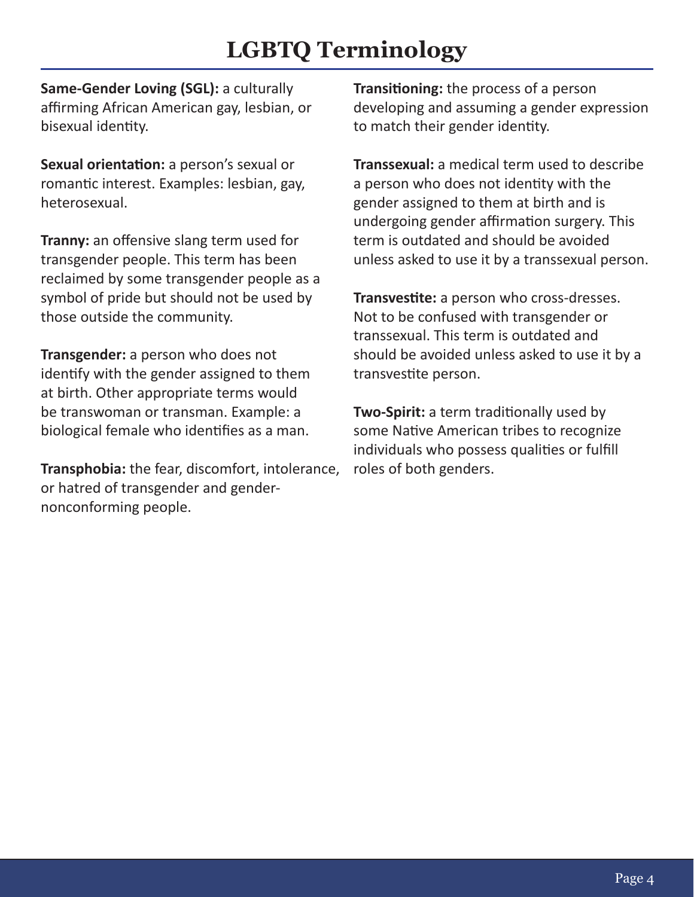# LGBTQ Terminology

**Same-Gender Loving (SGL):** a culturally affirming African American gay, lesbian, or bisexual identity.

**Sexual orientation:** a person's sexual or romantic interest. Examples: lesbian, gay, heterosexual.

**Tranny:** an offensive slang term used for transgender people. This term has been reclaimed by some transgender people as a symbol of pride but should not be used by those outside the community.

**Transgender:** a person who does not identify with the gender assigned to them at birth. Other appropriate terms would be transwoman or transman. Example: a biological female who identifies as a man.

**Transphobia:** the fear, discomfort, intolerance, or hatred of transgender and gender-nonconforming people.

**Transitioning:** the process of a person developing and assuming a gender expression to match their gender identity.

**Transsexual:** a medical term used to describe a person who does not identity with the gender assigned to them at birth and is undergoing gender affirmation surgery. This term is outdated and should be avoided unless asked to use it by a transsexual person.

**Transvestite:** a person who cross-dresses. Not to be confused with transgender or transsexual. This term is outdated and should be avoided unless asked to use it by a transvestite person.

**Two-Spirit:** a term traditionally used by some Native American tribes to recognize individuals who possess qualities or fulfill roles of both genders.